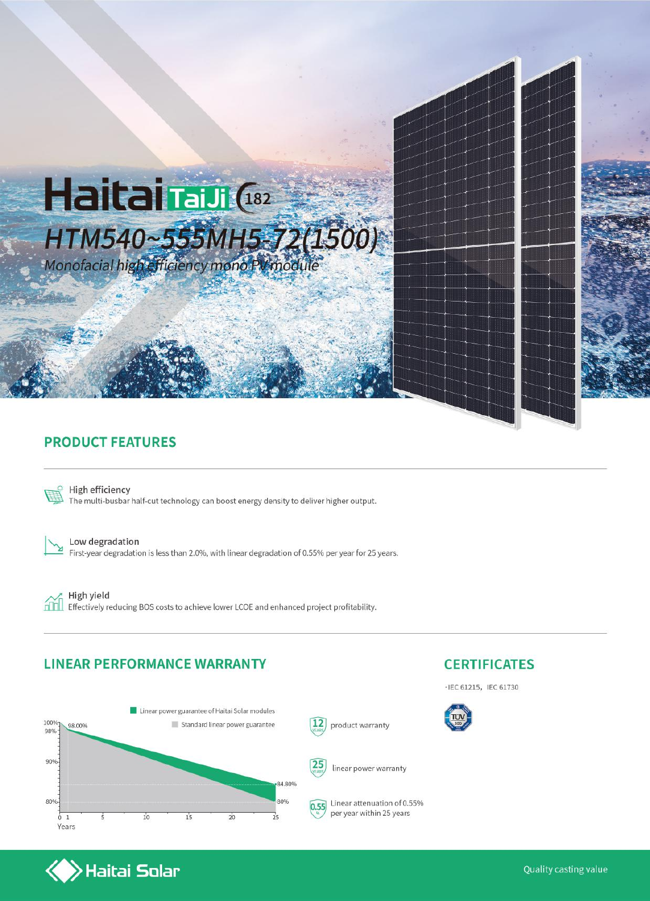# Haitai TaiJi 182

## HTM540~555MH5-72(1500)

*Monofacial high efficiency mono PV module*

## PRODUCT FEATURES

**High efficiency**
The multi-busbar half-cut technology can boost energy density to deliver higher output.

**Low degradation**
First-year degradation is less than 2.0%, with linear degradation of 0.55% per year for 25 years.

**High yield**
Effectively reducing BOS costs to achieve lower LCOE and enhanced project profitability.

## LINEAR PERFORMANCE WARRANTY

- Linear power guarantee of Haitai Solar modules
- Standard linear power guarantee

100%, 98.00%, 98%, 90%, 84.80%, 80%

Years: 0, 1, 5, 10, 15, 20, 25

**12** YEARS product warranty

**25** YEARS linear power warranty

**0.55** % Linear attenuation of 0.55% per year within 25 years

## CERTIFICATES

·IEC 61215, IEC 61730

TÜV SÜD

Haitai Solar

Quality casting value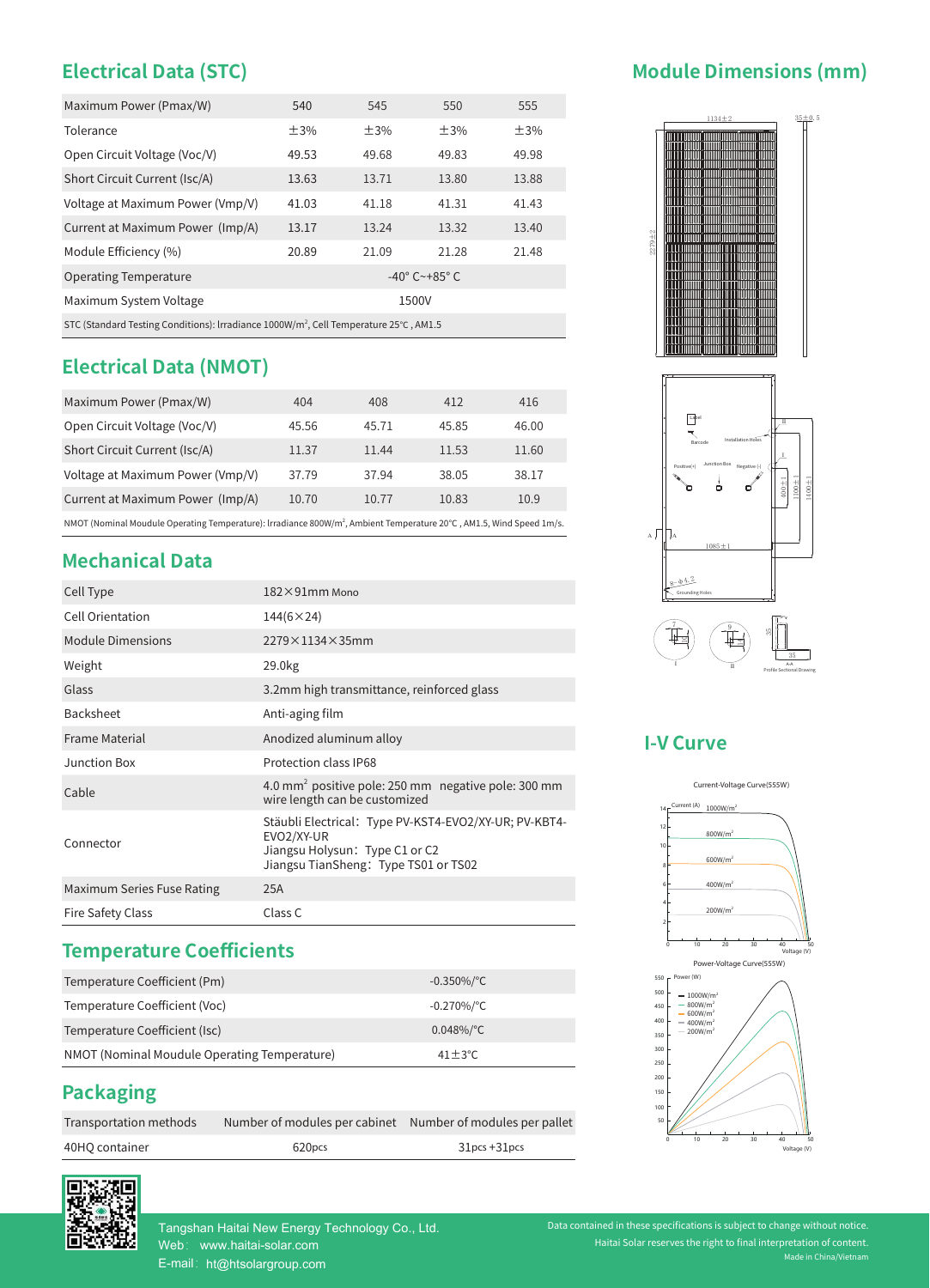## Electrical Data (STC)

| | | | | |
|---|---|---|---|---|
| Maximum Power (Pmax/W) | 540 | 545 | 550 | 555 |
| Tolerance | ±3% | ±3% | ±3% | ±3% |
| Open Circuit Voltage (Voc/V) | 49.53 | 49.68 | 49.83 | 49.98 |
| Short Circuit Current (Isc/A) | 13.63 | 13.71 | 13.80 | 13.88 |
| Voltage at Maximum Power (Vmp/V) | 41.03 | 41.18 | 41.31 | 41.43 |
| Current at Maximum Power (Imp/A) | 13.17 | 13.24 | 13.32 | 13.40 |
| Module Efficiency (%) | 20.89 | 21.09 | 21.28 | 21.48 |
| Operating Temperature | -40° C~+85° C | | | |
| Maximum System Voltage | 1500V | | | |

STC (Standard Testing Conditions): Irradiance 1000W/m², Cell Temperature 25℃, AM1.5

## Electrical Data (NMOT)

| | | | | |
|---|---|---|---|---|
| Maximum Power (Pmax/W) | 404 | 408 | 412 | 416 |
| Open Circuit Voltage (Voc/V) | 45.56 | 45.71 | 45.85 | 46.00 |
| Short Circuit Current (Isc/A) | 11.37 | 11.44 | 11.53 | 11.60 |
| Voltage at Maximum Power (Vmp/V) | 37.79 | 37.94 | 38.05 | 38.17 |
| Current at Maximum Power (Imp/A) | 10.70 | 10.77 | 10.83 | 10.9 |

NMOT (Nominal Moudule Operating Temperature): Irradiance 800W/m², Ambient Temperature 20°C, AM1.5, Wind Speed 1m/s.

## Mechanical Data

| | |
|---|---|
| Cell Type | 182×91mm Mono |
| Cell Orientation | 144(6×24) |
| Module Dimensions | 2279×1134×35mm |
| Weight | 29.0kg |
| Glass | 3.2mm high transmittance, reinforced glass |
| Backsheet | Anti-aging film |
| Frame Material | Anodized aluminum alloy |
| Junction Box | Protection class IP68 |
| Cable | 4.0 mm² positive pole: 250 mm negative pole: 300 mm wire length can be customized |
| Connector | Stäubli Electrical: Type PV-KST4-EVO2/XY-UR; PV-KBT4-EVO2/XY-UR<br>Jiangsu Holysun: Type C1 or C2<br>Jiangsu TianSheng: Type TS01 or TS02 |
| Maximum Series Fuse Rating | 25A |
| Fire Safety Class | Class C |

## Temperature Coefficients

| | |
|---|---|
| Temperature Coefficient (Pm) | -0.350%/°C |
| Temperature Coefficient (Voc) | -0.270%/°C |
| Temperature Coefficient (Isc) | 0.048%/°C |
| NMOT (Nominal Moudule Operating Temperature) | 41±3°C |

## Packaging

| Transportation methods | Number of modules per cabinet | Number of modules per pallet |
|---|---|---|
| 40HQ container | 620pcs | 31pcs +31pcs |

## Module Dimensions (mm)

1134±2
35±0.5
2279±2
Label
Barcode
Installation Holes
Positive(+)
Junction Box
Negative(-)
400±1
1100±1
1400±1
1085±1
8-Φ4.2
Grounding Holes
A A
I II
35
A-A
Profile Sectional Drawing

## I-V Curve

Current-Voltage Curve(555W)

Current (A)
1000W/m²
800W/m²
600W/m²
400W/m²
200W/m²
Voltage (V)

Power-Voltage Curve(555W)

Power (W)
1000W/m²
800W/m²
600W/m²
400W/m²
200W/m²
Voltage (V)

Tangshan Haitai New Energy Technology Co., Ltd.
Web: www.haitai-solar.com
E-mail: ht@htsolargroup.com

Data contained in these specifications is subject to change without notice.
Haitai Solar reserves the right to final interpretation of content.
Made in China/Vietnam